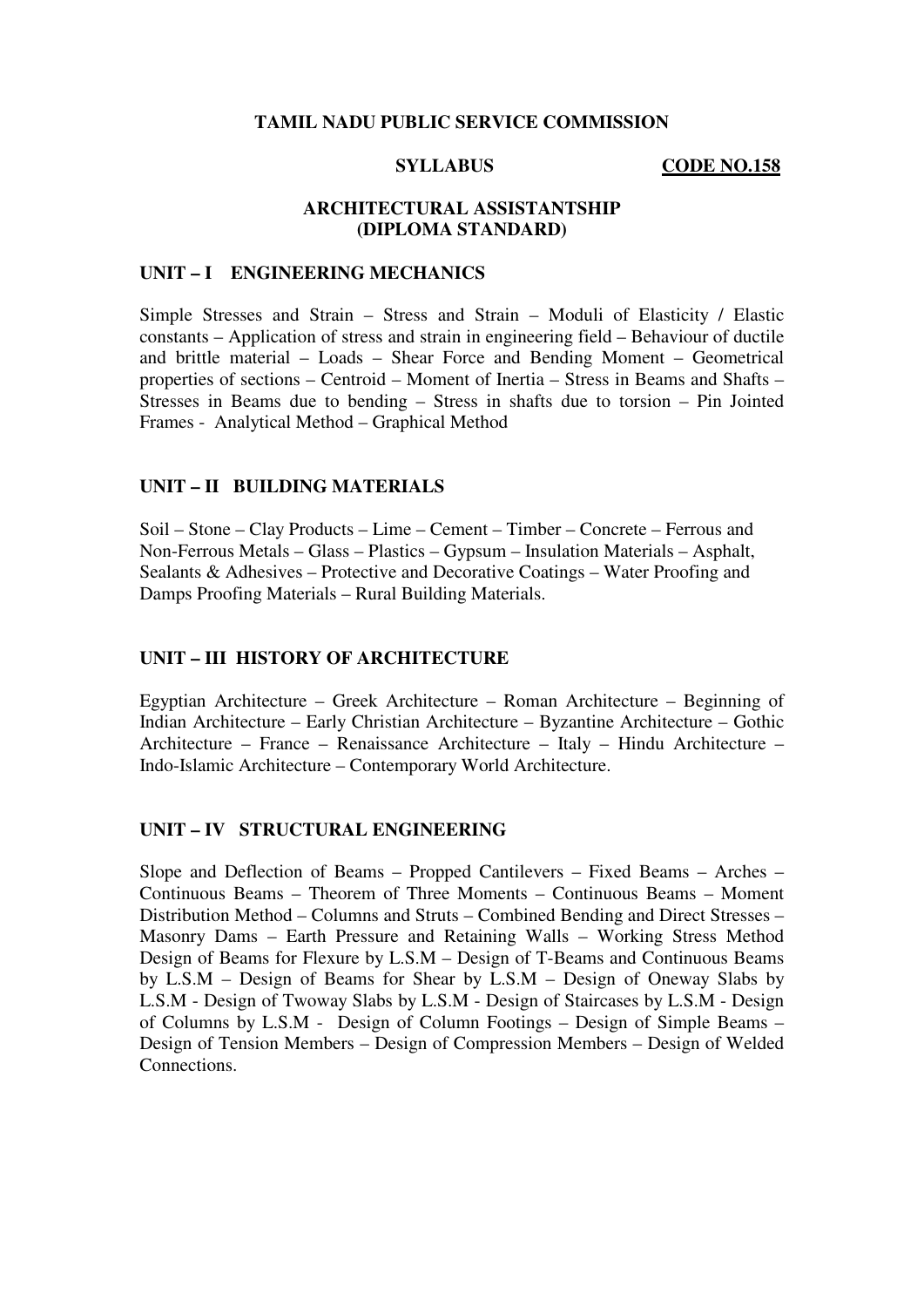# TAMIL NADU PUBLIC SERVICE COMMISSION

**SYLLABUS** **CODE NO.158**

## ARCHITECTURAL ASSISTANTSHIP (DIPLOMA STANDARD)

### UNIT – I ENGINEERING MECHANICS

Simple Stresses and Strain – Stress and Strain – Moduli of Elasticity / Elastic constants – Application of stress and strain in engineering field – Behaviour of ductile and brittle material – Loads – Shear Force and Bending Moment – Geometrical properties of sections – Centroid – Moment of Inertia – Stress in Beams and Shafts – Stresses in Beams due to bending – Stress in shafts due to torsion – Pin Jointed Frames - Analytical Method – Graphical Method

### UNIT – II BUILDING MATERIALS

Soil – Stone – Clay Products – Lime – Cement – Timber – Concrete – Ferrous and Non-Ferrous Metals – Glass – Plastics – Gypsum – Insulation Materials – Asphalt, Sealants & Adhesives – Protective and Decorative Coatings – Water Proofing and Damps Proofing Materials – Rural Building Materials.

### UNIT – III HISTORY OF ARCHITECTURE

Egyptian Architecture – Greek Architecture – Roman Architecture – Beginning of Indian Architecture – Early Christian Architecture – Byzantine Architecture – Gothic Architecture – France – Renaissance Architecture – Italy – Hindu Architecture – Indo-Islamic Architecture – Contemporary World Architecture.

### UNIT – IV STRUCTURAL ENGINEERING

Slope and Deflection of Beams – Propped Cantilevers – Fixed Beams – Arches – Continuous Beams – Theorem of Three Moments – Continuous Beams – Moment Distribution Method – Columns and Struts – Combined Bending and Direct Stresses – Masonry Dams – Earth Pressure and Retaining Walls – Working Stress Method Design of Beams for Flexure by L.S.M – Design of T-Beams and Continuous Beams by L.S.M – Design of Beams for Shear by L.S.M – Design of Oneway Slabs by L.S.M - Design of Twoway Slabs by L.S.M - Design of Staircases by L.S.M - Design of Columns by L.S.M - Design of Column Footings – Design of Simple Beams – Design of Tension Members – Design of Compression Members – Design of Welded Connections.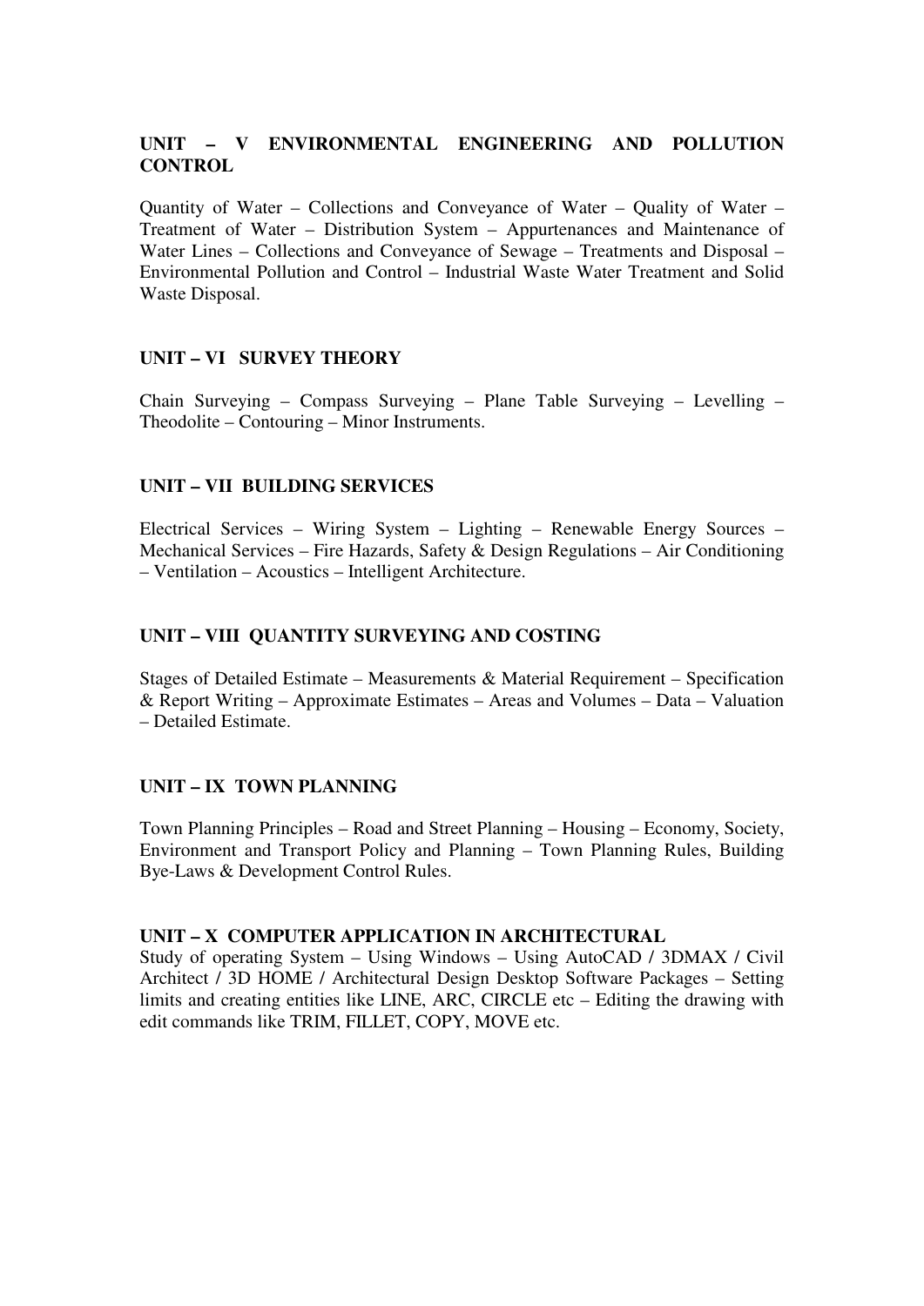## UNIT – V ENVIRONMENTAL ENGINEERING AND POLLUTION CONTROL

Quantity of Water – Collections and Conveyance of Water – Quality of Water – Treatment of Water – Distribution System – Appurtenances and Maintenance of Water Lines – Collections and Conveyance of Sewage – Treatments and Disposal – Environmental Pollution and Control – Industrial Waste Water Treatment and Solid Waste Disposal.

## UNIT – VI SURVEY THEORY

Chain Surveying – Compass Surveying – Plane Table Surveying – Levelling – Theodolite – Contouring – Minor Instruments.

## UNIT – VII BUILDING SERVICES

Electrical Services – Wiring System – Lighting – Renewable Energy Sources – Mechanical Services – Fire Hazards, Safety & Design Regulations – Air Conditioning – Ventilation – Acoustics – Intelligent Architecture.

## UNIT – VIII QUANTITY SURVEYING AND COSTING

Stages of Detailed Estimate – Measurements & Material Requirement – Specification & Report Writing – Approximate Estimates – Areas and Volumes – Data – Valuation – Detailed Estimate.

## UNIT – IX TOWN PLANNING

Town Planning Principles – Road and Street Planning – Housing – Economy, Society, Environment and Transport Policy and Planning – Town Planning Rules, Building Bye-Laws & Development Control Rules.

## UNIT – X COMPUTER APPLICATION IN ARCHITECTURAL

Study of operating System – Using Windows – Using AutoCAD / 3DMAX / Civil Architect / 3D HOME / Architectural Design Desktop Software Packages – Setting limits and creating entities like LINE, ARC, CIRCLE etc – Editing the drawing with edit commands like TRIM, FILLET, COPY, MOVE etc.